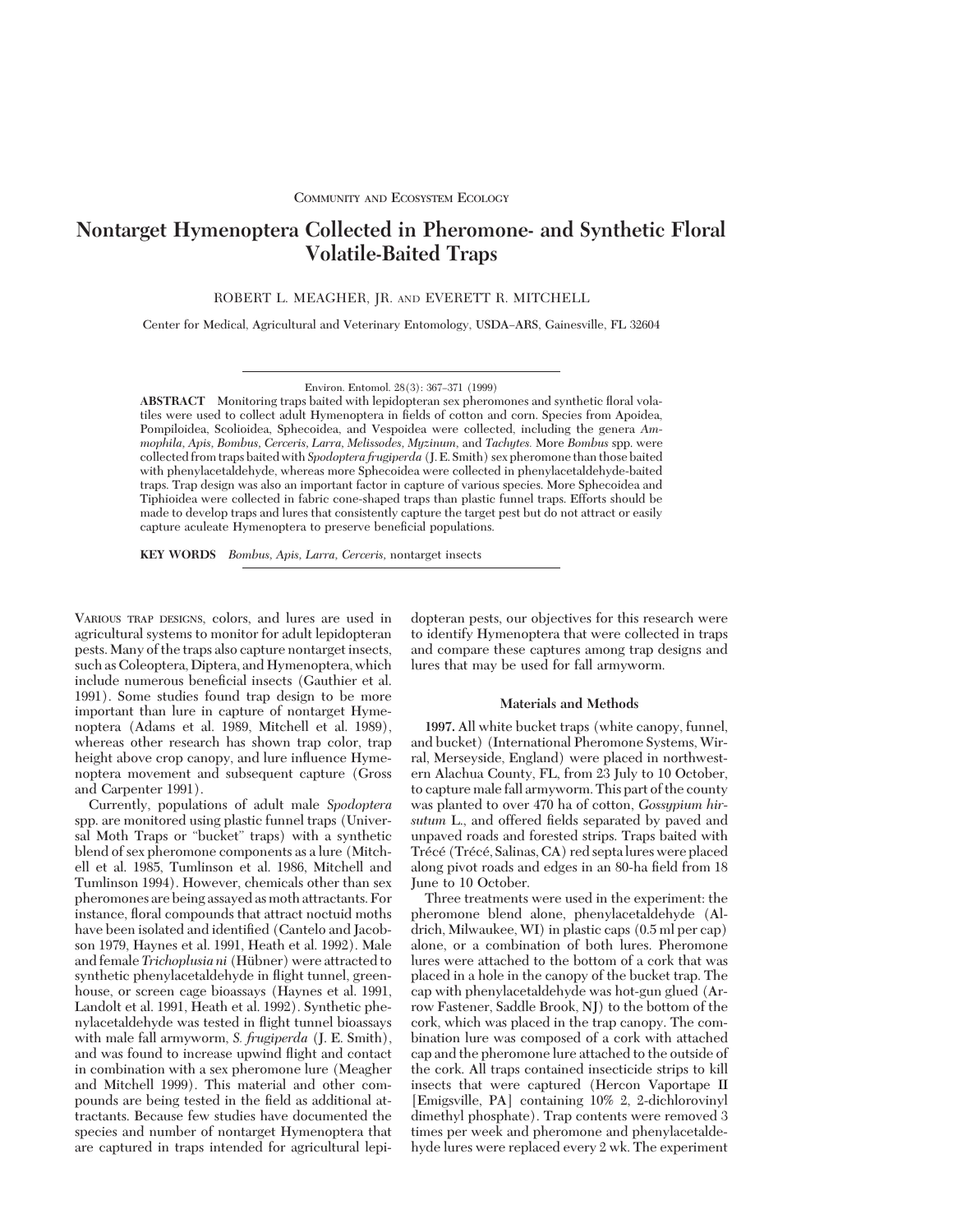COMMUNITY AND ECOSYSTEM ECOLOGY

# Nontarget Hymenoptera Collected in Pheromone- and Synthetic Floral Volatile-Baited Traps

ROBERT L. MEAGHER, JR. AND EVERETT R. MITCHELL

Center for Medical, Agricultural and Veterinary Entomology, USDA–ARS, Gainesville, FL 32604

Environ. Entomol. 28(3): 367–371 (1999)

**ABSTRACT** Monitoring traps baited with lepidopteran sex pheromones and synthetic floral volatiles were used to collect adult Hymenoptera in fields of cotton and corn. Species from Apoidea, Pompiloidea, Scolioidea, Sphecoidea, and Vespoidea were collected, including the genera *Ammophila*, *Apis*, *Bombus*, *Cerceris*, *Larra*, *Melissodes*, *Myzinum*, and *Tachytes*. More *Bombus* spp. were collected from traps baited with *Spodoptera frugiperda* (J. E. Smith) sex pheromone than those baited with phenylacetaldehyde, whereas more Sphecoidea were collected in phenylacetaldehyde-baited traps. Trap design was also an important factor in capture of various species. More Sphecoidea and Tiphioidea were collected in fabric cone-shaped traps than plastic funnel traps. Efforts should be made to develop traps and lures that consistently capture the target pest but do not attract or easily capture aculeate Hymenoptera to preserve beneficial populations.

**KEY WORDS** *Bombus*, *Apis*, *Larra*, *Cerceris*, nontarget insects

VARIOUS TRAP DESIGNS, colors, and lures are used in agricultural systems to monitor for adult lepidopteran pests. Many of the traps also capture nontarget insects, such as Coleoptera, Diptera, and Hymenoptera, which include numerous beneficial insects (Gauthier et al. 1991). Some studies found trap design to be more important than lure in capture of nontarget Hymenoptera (Adams et al. 1989, Mitchell et al. 1989), whereas other research has shown trap color, trap height above crop canopy, and lure influence Hymenoptera movement and subsequent capture (Gross and Carpenter 1991).

Currently, populations of adult male *Spodoptera* spp. are monitored using plastic funnel traps (Universal Moth Traps or "bucket" traps) with a synthetic blend of sex pheromone components as a lure (Mitchell et al. 1985, Tumlinson et al. 1986, Mitchell and Tumlinson 1994). However, chemicals other than sex pheromones are being assayed as moth attractants. For instance, floral compounds that attract noctuid moths have been isolated and identified (Cantelo and Jacobson 1979, Haynes et al. 1991, Heath et al. 1992). Male and female *Trichoplusia ni* (Hübner) were attracted to synthetic phenylacetaldehyde in flight tunnel, greenhouse, or screen cage bioassays (Haynes et al. 1991, Landolt et al. 1991, Heath et al. 1992). Synthetic phenylacetaldehyde was tested in flight tunnel bioassays with male fall armyworm, *S. frugiperda* (J. E. Smith), and was found to increase upwind flight and contact in combination with a sex pheromone lure (Meagher and Mitchell 1999). This material and other compounds are being tested in the field as additional attractants. Because few studies have documented the species and number of nontarget Hymenoptera that are captured in traps intended for agricultural lepidopteran pests, our objectives for this research were to identify Hymenoptera that were collected in traps and compare these captures among trap designs and lures that may be used for fall armyworm.

## Materials and Methods

**1997.** All white bucket traps (white canopy, funnel, and bucket) (International Pheromone Systems, Wirral, Merseyside, England) were placed in northwestern Alachua County, FL, from 23 July to 10 October, to capture male fall armyworm. This part of the county was planted to over 470 ha of cotton, *Gossypium hirsutum* L., and offered fields separated by paved and unpaved roads and forested strips. Traps baited with Trécé (Trécé, Salinas, CA) red septa lures were placed along pivot roads and edges in an 80-ha field from 18 June to 10 October.

Three treatments were used in the experiment: the pheromone blend alone, phenylacetaldehyde (Aldrich, Milwaukee, WI) in plastic caps (0.5 ml per cap) alone, or a combination of both lures. Pheromone lures were attached to the bottom of a cork that was placed in a hole in the canopy of the bucket trap. The cap with phenylacetaldehyde was hot-gun glued (Arrow Fastener, Saddle Brook, NJ) to the bottom of the cork, which was placed in the trap canopy. The combination lure was composed of a cork with attached cap and the pheromone lure attached to the outside of the cork. All traps contained insecticide strips to kill insects that were captured (Hercon Vaportape II [Emigsville, PA] containing 10% 2, 2-dichlorovinyl dimethyl phosphate). Trap contents were removed 3 times per week and pheromone and phenylacetaldehyde lures were replaced every 2 wk. The experiment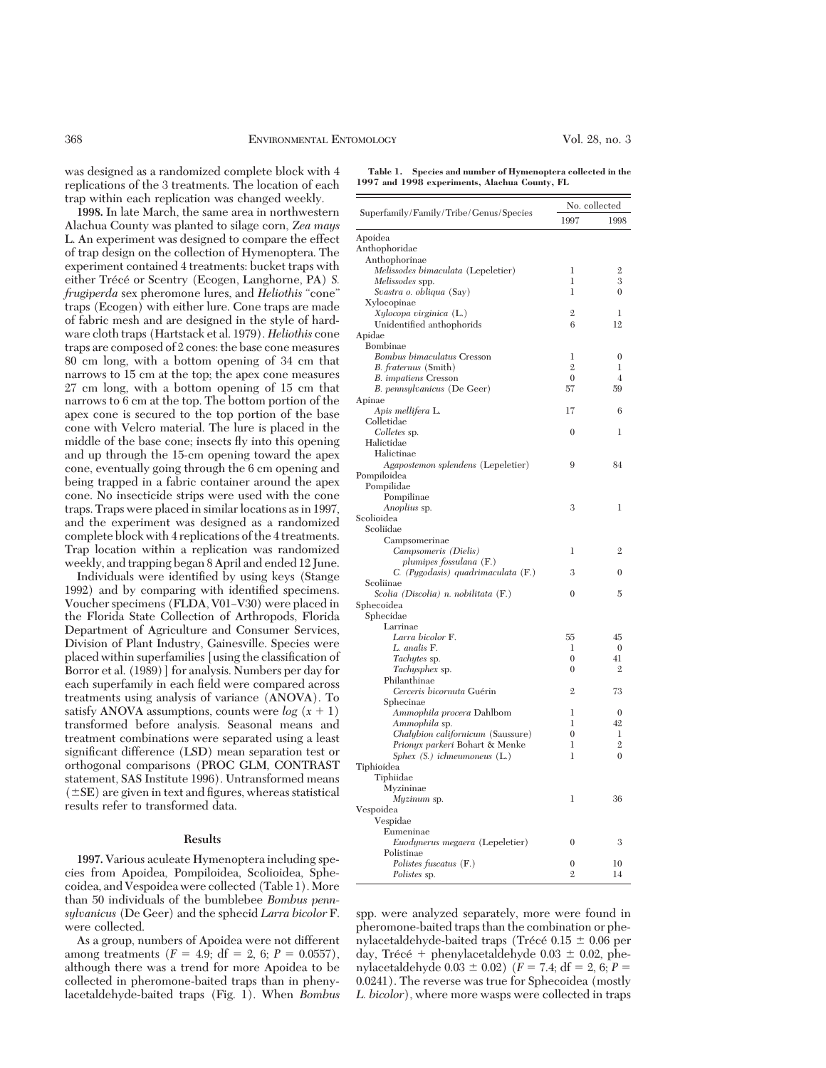was designed as a randomized complete block with 4 replications of the 3 treatments. The location of each trap within each replication was changed weekly.

**1998.** In late March, the same area in northwestern Alachua County was planted to silage corn, *Zea mays* L. An experiment was designed to compare the effect of trap design on the collection of Hymenoptera. The experiment contained 4 treatments: bucket traps with either Trécé or Scentry (Ecogen, Langhorne, PA) *S. frugiperda* sex pheromone lures, and *Heliothis* "cone" traps (Ecogen) with either lure. Cone traps are made of fabric mesh and are designed in the style of hardware cloth traps (Hartstack et al. 1979). *Heliothis* cone traps are composed of 2 cones: the base cone measures 80 cm long, with a bottom opening of 34 cm that narrows to 15 cm at the top; the apex cone measures 27 cm long, with a bottom opening of 15 cm that narrows to 6 cm at the top. The bottom portion of the apex cone is secured to the top portion of the base cone with Velcro material. The lure is placed in the middle of the base cone; insects fly into this opening and up through the 15-cm opening toward the apex cone, eventually going through the 6 cm opening and being trapped in a fabric container around the apex cone. No insecticide strips were used with the cone traps. Traps were placed in similar locations as in 1997, and the experiment was designed as a randomized complete block with 4 replications of the 4 treatments. Trap location within a replication was randomized weekly, and trapping began 8 April and ended 12 June.

Individuals were identified by using keys (Stange 1992) and by comparing with identified specimens. Voucher specimens (FLDA, V01–V30) were placed in the Florida State Collection of Arthropods, Florida Department of Agriculture and Consumer Services, Division of Plant Industry, Gainesville. Species were placed within superfamilies [using the classification of Borror et al. (1989)] for analysis. Numbers per day for each superfamily in each field were compared across treatments using analysis of variance (ANOVA). To satisfy ANOVA assumptions, counts were $\log(x + 1)$ transformed before analysis. Seasonal means and treatment combinations were separated using a least significant difference (LSD) mean separation test or orthogonal comparisons (PROC GLM, CONTRAST statement, SAS Institute 1996). Untransformed means ($\pm$SE) are given in text and figures, whereas statistical results refer to transformed data.

## Results

**1997.** Various aculeate Hymenoptera including species from Apoidea, Pompiloidea, Scolioidea, Sphecoidea, and Vespoidea were collected (Table 1). More than 50 individuals of the bumblebee *Bombus pennsylvanicus* (De Geer) and the sphecid *Larra bicolor* F. were collected.

As a group, numbers of Apoidea were not different among treatments ($F = 4.9$; df = 2, 6; $P = 0.0557$), although there was a trend for more Apoidea to be collected in pheromone-baited traps than in phenylacetaldehyde-baited traps (Fig. 1). When *Bombus* spp. were analyzed separately, more were found in pheromone-baited traps than the combination or phenylacetaldehyde-baited traps (Trécé $0.15 \pm 0.06$ per day, Trécé + phenylacetaldehyde $0.03 \pm 0.02$, phenylacetaldehyde $0.03 \pm 0.02$) ($F = 7.4$; df = 2, 6; $P = 0.0241$). The reverse was true for Sphecoidea (mostly *L. bicolor*), where more wasps were collected in traps

**Table 1. Species and number of Hymenoptera collected in the 1997 and 1998 experiments, Alachua County, FL**

| Superfamily/Family/Tribe/Genus/Species | No. collected | |
|---|---|---|
| | 1997 | 1998 |
| Apoidea | | |
| Anthophoridae | | |
| Anthophorinae | | |
| *Melissodes bimaculata* (Lepeletier) | 1 | 2 |
| *Melissodes* spp. | 1 | 3 |
| *Svastra o. obliqua* (Say) | 1 | 0 |
| Xylocopinae | | |
| *Xylocopa virginica* (L.) | 2 | 1 |
| Unidentified anthophorids | 6 | 12 |
| Apidae | | |
| Bombinae | | |
| *Bombus bimaculatus* Cresson | 1 | 0 |
| *B. fraternus* (Smith) | 2 | 1 |
| *B. impatiens* Cresson | 0 | 4 |
| *B. pennsylvanicus* (De Geer) | 57 | 59 |
| Apinae | | |
| *Apis mellifera* L. | 17 | 6 |
| Colletidae | | |
| *Colletes* sp. | 0 | 1 |
| Halictidae | | |
| Halictinae | | |
| *Agapostemon splendens* (Lepeletier) | 9 | 84 |
| Pompiloidea | | |
| Pompilidae | | |
| Pompilinae | | |
| *Anoplius* sp. | 3 | 1 |
| Scolioidea | | |
| Scoliidae | | |
| Campsomerinae | | |
| *Campsomeris (Dielis) plumipes fossulana* (F.) | 1 | 2 |
| *C. (Pygodasis) quadrimaculata* (F.) | 3 | 0 |
| Scoliinae | | |
| *Scolia (Discolia) n. nobilitata* (F.) | 0 | 5 |
| Sphecoidea | | |
| Sphecidae | | |
| Larrinae | | |
| *Larra bicolor* F. | 55 | 45 |
| *L. analis* F. | 1 | 0 |
| *Tachytes* sp. | 0 | 41 |
| *Tachysphex* sp. | 0 | 2 |
| Philanthinae | | |
| *Cerceris bicornuta* Guérin | 2 | 73 |
| Sphecinae | | |
| *Ammophila procera* Dahlbom | 1 | 0 |
| *Ammophila* sp. | 1 | 42 |
| *Chalybion californicum* (Saussure) | 0 | 1 |
| *Prionyx parkeri* Bohart & Menke | 1 | 2 |
| *Sphex (S.) ichneumoneus* (L.) | 1 | 0 |
| Tiphioidea | | |
| Tiphiidae | | |
| Myzininae | | |
| *Myzinum* sp. | 1 | 36 |
| Vespoidea | | |
| Vespidae | | |
| Eumeninae | | |
| *Euodynerus megaera* (Lepeletier) | 0 | 3 |
| Polistinae | | |
| *Polistes fuscatus* (F.) | 0 | 10 |
| *Polistes* sp. | 2 | 14 |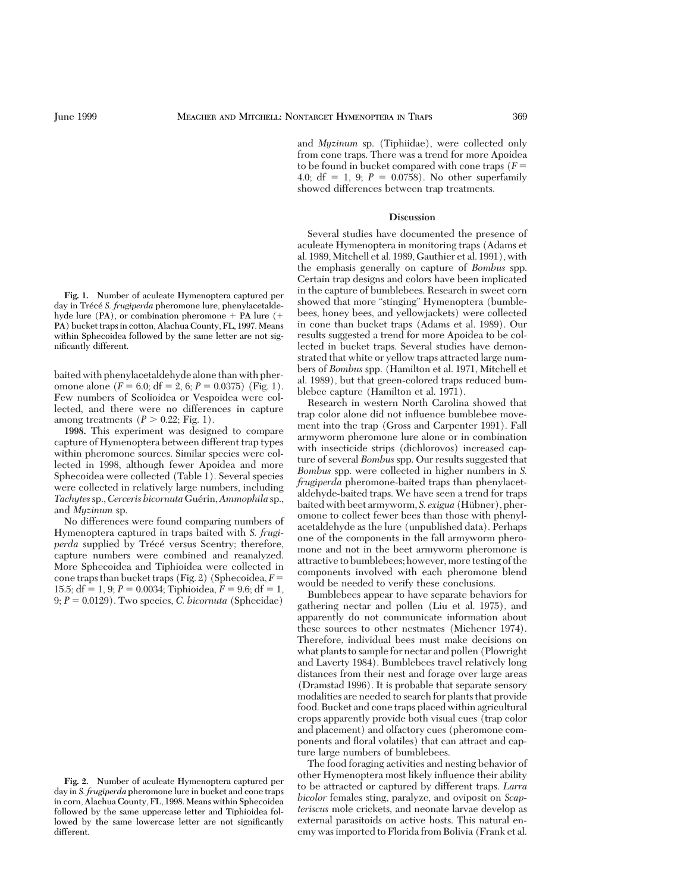**Fig. 1.** Number of aculeate Hymenoptera captured per day in Trécé *S. frugiperda* pheromone lure, phenylacetaldehyde lure (PA), or combination pheromone + PA lure (+ PA) bucket traps in cotton, Alachua County, FL, 1997. Means within Sphecoidea followed by the same letter are not significantly different.

baited with phenylacetaldehyde alone than with pheromone alone ($F = 6.0$; df = 2, 6; $P = 0.0375$) (Fig. 1). Few numbers of Scolioidea or Vespoidea were collected, and there were no differences in capture among treatments ($P > 0.22$; Fig. 1).

**1998.** This experiment was designed to compare capture of Hymenoptera between different trap types within pheromone sources. Similar species were collected in 1998, although fewer Apoidea and more Sphecoidea were collected (Table 1). Several species were collected in relatively large numbers, including *Tachytes* sp., *Cerceris bicornuta* Guérin, *Ammophila* sp., and *Myzinum* sp.

No differences were found comparing numbers of Hymenoptera captured in traps baited with *S. frugiperda* supplied by Trécé versus Scentry; therefore, capture numbers were combined and reanalyzed. More Sphecoidea and Tiphioidea were collected in cone traps than bucket traps (Fig. 2) (Sphecoidea, $F = 15.5$; df = 1, 9; $P = 0.0034$; Tiphioidea, $F = 9.6$; df = 1, 9; $P = 0.0129$). Two species, *C. bicornuta* (Sphecidae)

**Fig. 2.** Number of aculeate Hymenoptera captured per day in *S. frugiperda* pheromone lure in bucket and cone traps in corn, Alachua County, FL, 1998. Means within Sphecoidea followed by the same uppercase letter and Tiphioidea followed by the same lowercase letter are not significantly different.

and *Myzinum* sp. (Tiphiidae), were collected only from cone traps. There was a trend for more Apoidea to be found in bucket compared with cone traps ($F = 4.0$; df = 1, 9; $P = 0.0758$). No other superfamily showed differences between trap treatments.

## Discussion

Several studies have documented the presence of aculeate Hymenoptera in monitoring traps (Adams et al. 1989, Mitchell et al. 1989, Gauthier et al. 1991), with the emphasis generally on capture of *Bombus* spp. Certain trap designs and colors have been implicated in the capture of bumblebees. Research in sweet corn showed that more "stinging" Hymenoptera (bumblebees, honey bees, and yellowjackets) were collected in cone than bucket traps (Adams et al. 1989). Our results suggested a trend for more Apoidea to be collected in bucket traps. Several studies have demonstrated that white or yellow traps attracted large numbers of *Bombus* spp. (Hamilton et al. 1971, Mitchell et al. 1989), but that green-colored traps reduced bumblebee capture (Hamilton et al. 1971).

Research in western North Carolina showed that trap color alone did not influence bumblebee movement into the trap (Gross and Carpenter 1991). Fall armyworm pheromone lure alone or in combination with insecticide strips (dichlorovos) increased capture of several *Bombus* spp. Our results suggested that *Bombus* spp. were collected in higher numbers in *S. frugiperda* pheromone-baited traps than phenylacetaldehyde-baited traps. We have seen a trend for traps baited with beet armyworm, *S. exigua* (Hübner), pheromone to collect fewer bees than those with phenylacetaldehyde as the lure (unpublished data). Perhaps one of the components in the fall armyworm pheromone and not in the beet armyworm pheromone is attractive to bumblebees; however, more testing of the components involved with each pheromone blend would be needed to verify these conclusions.

Bumblebees appear to have separate behaviors for gathering nectar and pollen (Liu et al. 1975), and apparently do not communicate information about these sources to other nestmates (Michener 1974). Therefore, individual bees must make decisions on what plants to sample for nectar and pollen (Plowright and Laverty 1984). Bumblebees travel relatively long distances from their nest and forage over large areas (Dramstad 1996). It is probable that separate sensory modalities are needed to search for plants that provide food. Bucket and cone traps placed within agricultural crops apparently provide both visual cues (trap color and placement) and olfactory cues (pheromone components and floral volatiles) that can attract and capture large numbers of bumblebees.

The food foraging activities and nesting behavior of other Hymenoptera most likely influence their ability to be attracted or captured by different traps. *Larra bicolor* females sting, paralyze, and oviposit on *Scapteriscus* mole crickets, and neonate larvae develop as external parasitoids on active hosts. This natural enemy was imported to Florida from Bolivia (Frank et al.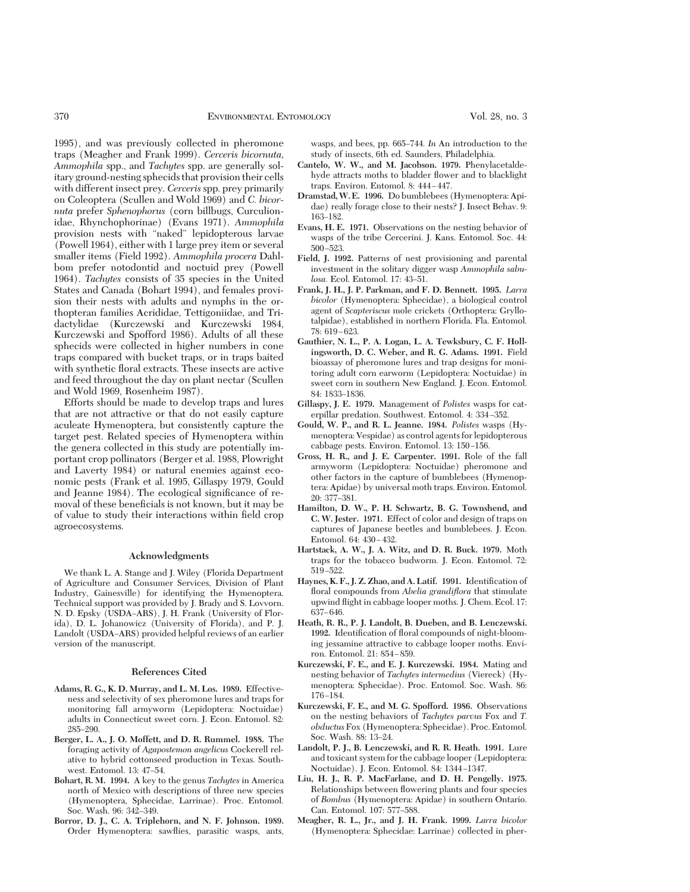1995), and was previously collected in pheromone traps (Meagher and Frank 1999). *Cerceris bicornuta*, *Ammophila* spp., and *Tachytes* spp. are generally solitary ground-nesting sphecids that provision their cells with different insect prey. *Cerceris* spp. prey primarily on Coleoptera (Scullen and Wold 1969) and *C. bicornuta* prefer *Sphenophorus* (corn billbugs, Curculionidae, Rhynchophorinae) (Evans 1971). *Ammophila* provision nests with "naked" lepidopterous larvae (Powell 1964), either with 1 large prey item or several smaller items (Field 1992). *Ammophila procera* Dahlbom prefer notodontid and noctuid prey (Powell 1964). *Tachytes* consists of 35 species in the United States and Canada (Bohart 1994), and females provision their nests with adults and nymphs in the orthopteran families Acrididae, Tettigoniidae, and Tridactylidae (Kurczewski and Kurczewski 1984, Kurczewski and Spofford 1986). Adults of all these sphecids were collected in higher numbers in cone traps compared with bucket traps, or in traps baited with synthetic floral extracts. These insects are active and feed throughout the day on plant nectar (Scullen and Wold 1969, Rosenheim 1987).

Efforts should be made to develop traps and lures that are not attractive or that do not easily capture aculeate Hymenoptera, but consistently capture the target pest. Related species of Hymenoptera within the genera collected in this study are potentially important crop pollinators (Berger et al. 1988, Plowright and Laverty 1984) or natural enemies against economic pests (Frank et al. 1995, Gillaspy 1979, Gould and Jeanne 1984). The ecological significance of removal of these beneficials is not known, but it may be of value to study their interactions within field crop agroecosystems.

## Acknowledgments

We thank L. A. Stange and J. Wiley (Florida Department of Agriculture and Consumer Services, Division of Plant Industry, Gainesville) for identifying the Hymenoptera. Technical support was provided by J. Brady and S. Lovvorn. N. D. Epsky (USDA–ARS), J. H. Frank (University of Florida), D. L. Johanowicz (University of Florida), and P. J. Landolt (USDA–ARS) provided helpful reviews of an earlier version of the manuscript.

## References Cited

**Adams, R. G., K. D. Murray, and L. M. Los. 1989.** Effectiveness and selectivity of sex pheromone lures and traps for monitoring fall armyworm (Lepidoptera: Noctuidae) adults in Connecticut sweet corn. J. Econ. Entomol. 82: 285–290.

**Berger, L. A., J. O. Moffett, and D. R. Rummel. 1988.** The foraging activity of *Agapostemon angelicus* Cockerell relative to hybrid cottonseed production in Texas. Southwest. Entomol. 13: 47–54.

**Bohart, R. M. 1994.** A key to the genus *Tachytes* in America north of Mexico with descriptions of three new species (Hymenoptera, Sphecidae, Larrinae). Proc. Entomol. Soc. Wash. 96: 342–349.

**Borror, D. J., C. A. Triplehorn, and N. F. Johnson. 1989.** Order Hymenoptera: sawflies, parasitic wasps, ants, wasps, and bees, pp. 665–744. *In* An introduction to the study of insects, 6th ed. Saunders, Philadelphia.

**Cantelo, W. W., and M. Jacobson. 1979.** Phenylacetaldehyde attracts moths to bladder flower and to blacklight traps. Environ. Entomol. 8: 444–447.

**Dramstad, W. E. 1996.** Do bumblebees (Hymenoptera: Apidae) really forage close to their nests? J. Insect Behav. 9: 163–182.

**Evans, H. E. 1971.** Observations on the nesting behavior of wasps of the tribe Cercerini. J. Kans. Entomol. Soc. 44: 500–523.

**Field, J. 1992.** Patterns of nest provisioning and parental investment in the solitary digger wasp *Ammophila sabulosa*. Ecol. Entomol. 17: 43–51.

**Frank, J. H., J. P. Parkman, and F. D. Bennett. 1995.** *Larra bicolor* (Hymenoptera: Sphecidae), a biological control agent of *Scapteriscus* mole crickets (Orthoptera: Gryllotalpidae), established in northern Florida. Fla. Entomol. 78: 619–623.

**Gauthier, N. L., P. A. Logan, L. A. Tewksbury, C. F. Hollingsworth, D. C. Weber, and R. G. Adams. 1991.** Field bioassay of pheromone lures and trap designs for monitoring adult corn earworm (Lepidoptera: Noctuidae) in sweet corn in southern New England. J. Econ. Entomol. 84: 1833–1836.

**Gillaspy, J. E. 1979.** Management of *Polistes* wasps for caterpillar predation. Southwest. Entomol. 4: 334–352.

**Gould, W. P., and R. L. Jeanne. 1984.** *Polistes* wasps (Hymenoptera: Vespidae) as control agents for lepidopterous cabbage pests. Environ. Entomol. 13: 150–156.

**Gross, H. R., and J. E. Carpenter. 1991.** Role of the fall armyworm (Lepidoptera: Noctuidae) pheromone and other factors in the capture of bumblebees (Hymenoptera: Apidae) by universal moth traps. Environ. Entomol. 20: 377–381.

**Hamilton, D. W., P. H. Schwartz, B. G. Townshend, and C. W. Jester. 1971.** Effect of color and design of traps on captures of Japanese beetles and bumblebees. J. Econ. Entomol. 64: 430–432.

**Hartstack, A. W., J. A. Witz, and D. R. Buck. 1979.** Moth traps for the tobacco budworm. J. Econ. Entomol. 72: 519–522.

**Haynes, K. F., J. Z. Zhao, and A. Latif. 1991.** Identification of floral compounds from *Abelia grandiflora* that stimulate upwind flight in cabbage looper moths. J. Chem. Ecol. 17: 637–646.

**Heath, R. R., P. J. Landolt, B. Dueben, and B. Lenczewski. 1992.** Identification of floral compounds of night-blooming jessamine attractive to cabbage looper moths. Environ. Entomol. 21: 854–859.

**Kurczewski, F. E., and E. J. Kurczewski. 1984.** Mating and nesting behavior of *Tachytes intermedius* (Viereck) (Hymenoptera: Sphecidae). Proc. Entomol. Soc. Wash. 86: 176–184.

**Kurczewski, F. E., and M. G. Spofford. 1986.** Observations on the nesting behaviors of *Tachytes parvus* Fox and *T. obductus* Fox (Hymenoptera: Sphecidae). Proc. Entomol. Soc. Wash. 88: 13–24.

**Landolt, P. J., B. Lenczewski, and R. R. Heath. 1991.** Lure and toxicant system for the cabbage looper (Lepidoptera: Noctuidae). J. Econ. Entomol. 84: 1344–1347.

**Liu, H. J., R. P. MacFarlane, and D. H. Pengelly. 1975.** Relationships between flowering plants and four species of *Bombus* (Hymenoptera: Apidae) in southern Ontario. Can. Entomol. 107: 577–588.

**Meagher, R. L., Jr., and J. H. Frank. 1999.** *Larra bicolor* (Hymenoptera: Sphecidae: Larrinae) collected in pher-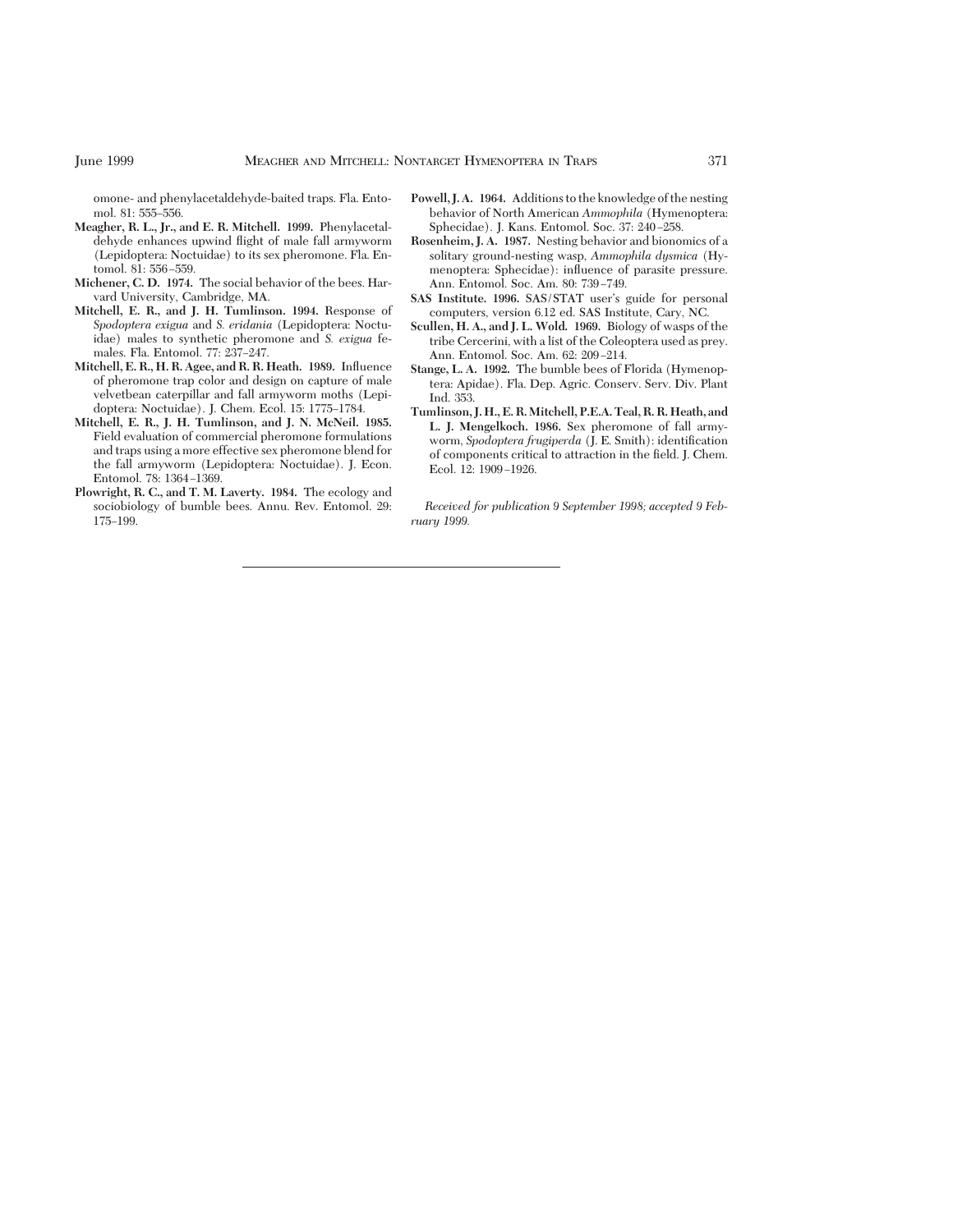omone- and phenylacetaldehyde-baited traps. Fla. Entomol. 81: 555–556.

**Meagher, R. L., Jr., and E. R. Mitchell. 1999.** Phenylacetaldehyde enhances upwind flight of male fall armyworm (Lepidoptera: Noctuidae) to its sex pheromone. Fla. Entomol. 81: 556–559.

**Michener, C. D. 1974.** The social behavior of the bees. Harvard University, Cambridge, MA.

**Mitchell, E. R., and J. H. Tumlinson. 1994.** Response of *Spodoptera exigua* and *S. eridania* (Lepidoptera: Noctuidae) males to synthetic pheromone and *S. exigua* females. Fla. Entomol. 77: 237–247.

**Mitchell, E. R., H. R. Agee, and R. R. Heath. 1989.** Influence of pheromone trap color and design on capture of male velvetbean caterpillar and fall armyworm moths (Lepidoptera: Noctuidae). J. Chem. Ecol. 15: 1775–1784.

**Mitchell, E. R., J. H. Tumlinson, and J. N. McNeil. 1985.** Field evaluation of commercial pheromone formulations and traps using a more effective sex pheromone blend for the fall armyworm (Lepidoptera: Noctuidae). J. Econ. Entomol. 78: 1364–1369.

**Plowright, R. C., and T. M. Laverty. 1984.** The ecology and sociobiology of bumble bees. Annu. Rev. Entomol. 29: 175–199.

**Powell, J. A. 1964.** Additions to the knowledge of the nesting behavior of North American *Ammophila* (Hymenoptera: Sphecidae). J. Kans. Entomol. Soc. 37: 240–258.

**Rosenheim, J. A. 1987.** Nesting behavior and bionomics of a solitary ground-nesting wasp, *Ammophila dysmica* (Hymenoptera: Sphecidae): influence of parasite pressure. Ann. Entomol. Soc. Am. 80: 739–749.

**SAS Institute. 1996.** SAS/STAT user's guide for personal computers, version 6.12 ed. SAS Institute, Cary, NC.

**Scullen, H. A., and J. L. Wold. 1969.** Biology of wasps of the tribe Cercerini, with a list of the Coleoptera used as prey. Ann. Entomol. Soc. Am. 62: 209–214.

**Stange, L. A. 1992.** The bumble bees of Florida (Hymenoptera: Apidae). Fla. Dep. Agric. Conserv. Serv. Div. Plant Ind. 353.

**Tumlinson, J. H., E. R. Mitchell, P.E.A. Teal, R. R. Heath, and L. J. Mengelkoch. 1986.** Sex pheromone of fall armyworm, *Spodoptera frugiperda* (J. E. Smith): identification of components critical to attraction in the field. J. Chem. Ecol. 12: 1909–1926.

*Received for publication 9 September 1998; accepted 9 February 1999.*